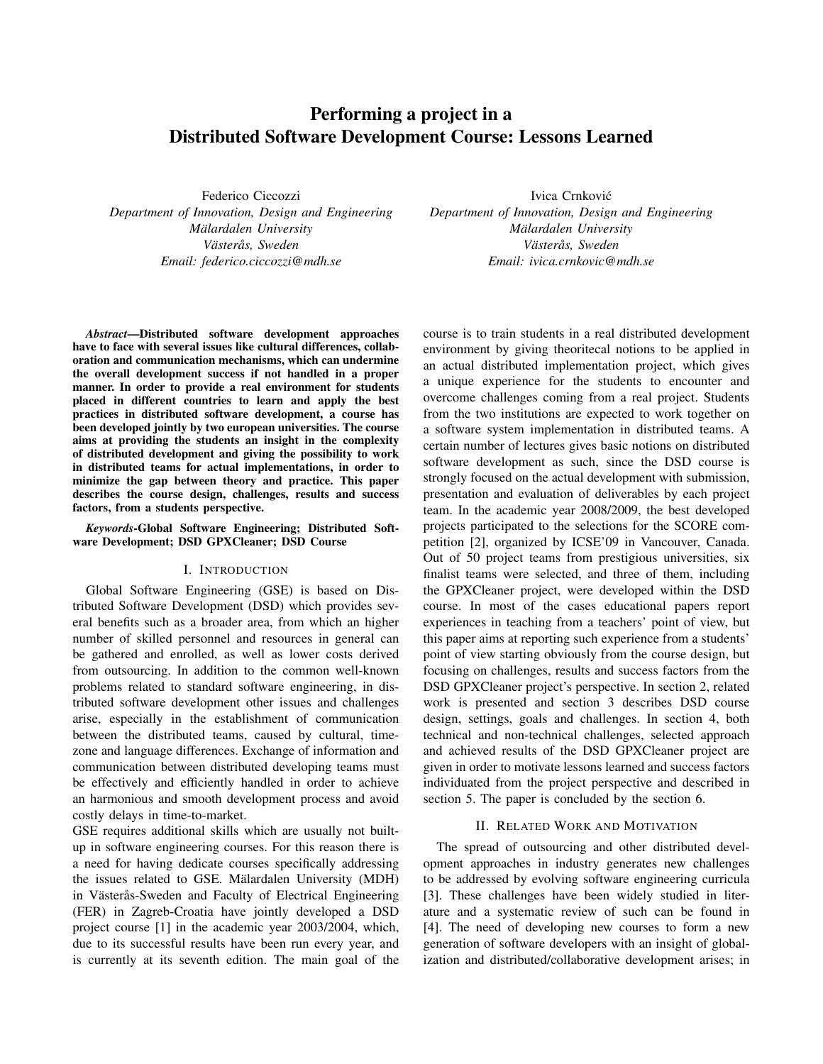# Performing a project in a Distributed Software Development Course: Lessons Learned

Federico Ciccozzi
*Department of Innovation, Design and Engineering*
*Mälardalen University*
*Västerås, Sweden*
*Email: federico.ciccozzi@mdh.se*

Ivica Crnković
*Department of Innovation, Design and Engineering*
*Mälardalen University*
*Västerås, Sweden*
*Email: ivica.crnkovic@mdh.se*

***Abstract*—Distributed software development approaches have to face with several issues like cultural differences, collaboration and communication mechanisms, which can undermine the overall development success if not handled in a proper manner. In order to provide a real environment for students placed in different countries to learn and apply the best practices in distributed software development, a course has been developed jointly by two european universities. The course aims at providing the students an insight in the complexity of distributed development and giving the possibility to work in distributed teams for actual implementations, in order to minimize the gap between theory and practice. This paper describes the course design, challenges, results and success factors, from a students perspective.**

***Keywords*-Global Software Engineering; Distributed Software Development; DSD GPXCleaner; DSD Course**

## I. Introduction

Global Software Engineering (GSE) is based on Distributed Software Development (DSD) which provides several benefits such as a broader area, from which an higher number of skilled personnel and resources in general can be gathered and enrolled, as well as lower costs derived from outsourcing. In addition to the common well-known problems related to standard software engineering, in distributed software development other issues and challenges arise, especially in the establishment of communication between the distributed teams, caused by cultural, time-zone and language differences. Exchange of information and communication between distributed developing teams must be effectively and efficiently handled in order to achieve an harmonious and smooth development process and avoid costly delays in time-to-market.

GSE requires additional skills which are usually not built-up in software engineering courses. For this reason there is a need for having dedicate courses specifically addressing the issues related to GSE. Mälardalen University (MDH) in Västerås-Sweden and Faculty of Electrical Engineering (FER) in Zagreb-Croatia have jointly developed a DSD project course [1] in the academic year 2003/2004, which, due to its successful results have been run every year, and is currently at its seventh edition. The main goal of the course is to train students in a real distributed development environment by giving theoritecal notions to be applied in an actual distributed implementation project, which gives a unique experience for the students to encounter and overcome challenges coming from a real project. Students from the two institutions are expected to work together on a software system implementation in distributed teams. A certain number of lectures gives basic notions on distributed software development as such, since the DSD course is strongly focused on the actual development with submission, presentation and evaluation of deliverables by each project team. In the academic year 2008/2009, the best developed projects participated to the selections for the SCORE competition [2], organized by ICSE'09 in Vancouver, Canada. Out of 50 project teams from prestigious universities, six finalist teams were selected, and three of them, including the GPXCleaner project, were developed within the DSD course. In most of the cases educational papers report experiences in teaching from a teachers' point of view, but this paper aims at reporting such experience from a students' point of view starting obviously from the course design, but focusing on challenges, results and success factors from the DSD GPXCleaner project's perspective. In section 2, related work is presented and section 3 describes DSD course design, settings, goals and challenges. In section 4, both technical and non-technical challenges, selected approach and achieved results of the DSD GPXCleaner project are given in order to motivate lessons learned and success factors individuated from the project perspective and described in section 5. The paper is concluded by the section 6.

## II. Related Work and Motivation

The spread of outsourcing and other distributed development approaches in industry generates new challenges to be addressed by evolving software engineering curricula [3]. These challenges have been widely studied in literature and a systematic review of such can be found in [4]. The need of developing new courses to form a new generation of software developers with an insight of globalization and distributed/collaborative development arises; in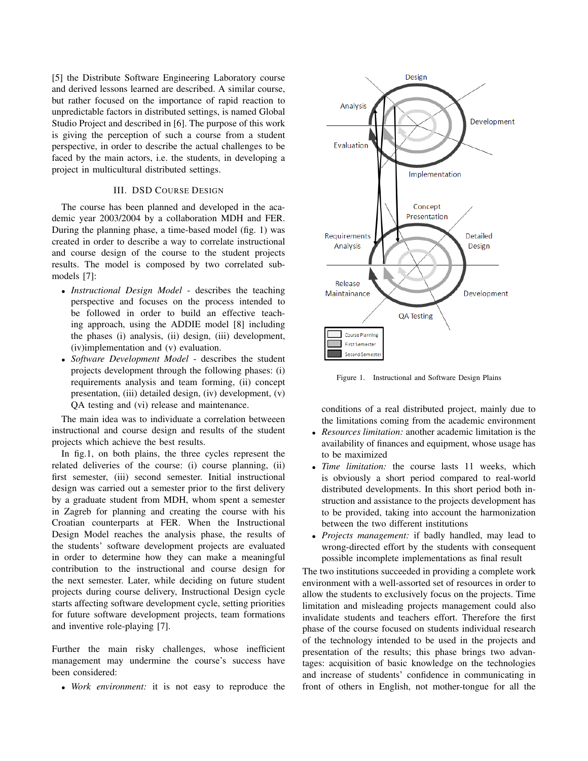[5] the Distribute Software Engineering Laboratory course and derived lessons learned are described. A similar course, but rather focused on the importance of rapid reaction to unpredictable factors in distributed settings, is named Global Studio Project and described in [6]. The purpose of this work is giving the perception of such a course from a student perspective, in order to describe the actual challenges to be faced by the main actors, i.e. the students, in developing a project in multicultural distributed settings.

## III. DSD Course Design

The course has been planned and developed in the academic year 2003/2004 by a collaboration MDH and FER. During the planning phase, a time-based model (fig. 1) was created in order to describe a way to correlate instructional and course design of the course to the student projects results. The model is composed by two correlated sub-models [7]:

- *Instructional Design Model* - describes the teaching perspective and focuses on the process intended to be followed in order to build an effective teaching approach, using the ADDIE model [8] including the phases (i) analysis, (ii) design, (iii) development, (iv)implementation and (v) evaluation.
- *Software Development Model* - describes the student projects development through the following phases: (i) requirements analysis and team forming, (ii) concept presentation, (iii) detailed design, (iv) development, (v) QA testing and (vi) release and maintenance.

The main idea was to individuate a correlation betweeen instructional and course design and results of the student projects which achieve the best results.

In fig.1, on both plains, the three cycles represent the related deliveries of the course: (i) course planning, (ii) first semester, (iii) second semester. Initial instructional design was carried out a semester prior to the first delivery by a graduate student from MDH, whom spent a semester in Zagreb for planning and creating the course with his Croatian counterparts at FER. When the Instructional Design Model reaches the analysis phase, the results of the students' software development projects are evaluated in order to determine how they can make a meaningful contribution to the instructional and course design for the next semester. Later, while deciding on future student projects during course delivery, Instructional Design cycle starts affecting software development cycle, setting priorities for future software development projects, team formations and inventive role-playing [7].

Further the main risky challenges, whose inefficient management may undermine the course's success have been considered:

- *Work environment:* it is not easy to reproduce the conditions of a real distributed project, mainly due to the limitations coming from the academic environment
- *Resources limitation:* another academic limitation is the availability of finances and equipment, whose usage has to be maximized
- *Time limitation:* the course lasts 11 weeks, which is obviously a short period compared to real-world distributed developments. In this short period both instruction and assistance to the projects development has to be provided, taking into account the harmonization between the two different institutions
- *Projects management:* if badly handled, may lead to wrong-directed effort by the students with consequent possible incomplete implementations as final result

Figure 1. Instructional and Software Design Plains

The two institutions succeeded in providing a complete work environment with a well-assorted set of resources in order to allow the students to exclusively focus on the projects. Time limitation and misleading projects management could also invalidate students and teachers effort. Therefore the first phase of the course focused on students individual research of the technology intended to be used in the projects and presentation of the results; this phase brings two advantages: acquisition of basic knowledge on the technologies and increase of students' confidence in communicating in front of others in English, not mother-tongue for all the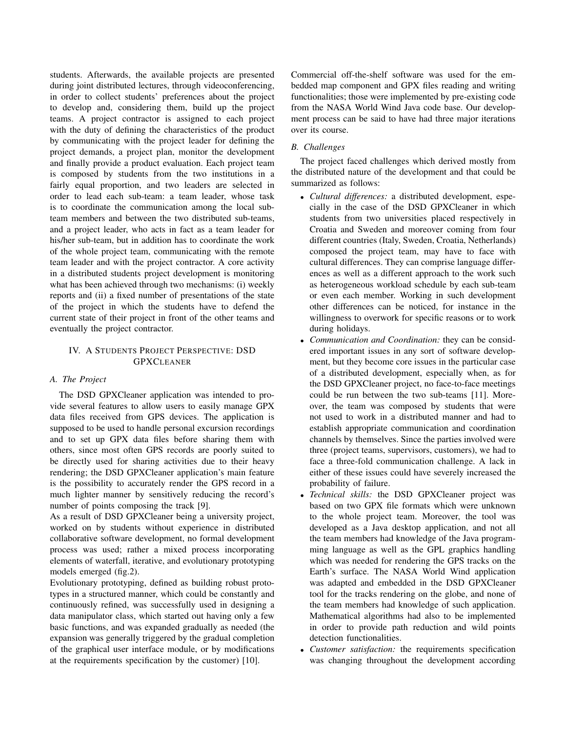students. Afterwards, the available projects are presented during joint distributed lectures, through videoconferencing, in order to collect students' preferences about the project to develop and, considering them, build up the project teams. A project contractor is assigned to each project with the duty of defining the characteristics of the product by communicating with the project leader for defining the project demands, a project plan, monitor the development and finally provide a product evaluation. Each project team is composed by students from the two institutions in a fairly equal proportion, and two leaders are selected in order to lead each sub-team: a team leader, whose task is to coordinate the communication among the local sub-team members and between the two distributed sub-teams, and a project leader, who acts in fact as a team leader for his/her sub-team, but in addition has to coordinate the work of the whole project team, communicating with the remote team leader and with the project contractor. A core activity in a distributed students project development is monitoring what has been achieved through two mechanisms: (i) weekly reports and (ii) a fixed number of presentations of the state of the project in which the students have to defend the current state of their project in front of the other teams and eventually the project contractor.

## IV. A Students Project Perspective: DSD GPXCleaner

### A. The Project

The DSD GPXCleaner application was intended to provide several features to allow users to easily manage GPX data files received from GPS devices. The application is supposed to be used to handle personal excursion recordings and to set up GPX data files before sharing them with others, since most often GPS records are poorly suited to be directly used for sharing activities due to their heavy rendering; the DSD GPXCleaner application's main feature is the possibility to accurately render the GPS record in a much lighter manner by sensitively reducing the record's number of points composing the track [9].

As a result of DSD GPXCleaner being a university project, worked on by students without experience in distributed collaborative software development, no formal development process was used; rather a mixed process incorporating elements of waterfall, iterative, and evolutionary prototyping models emerged (fig.2).

Evolutionary prototyping, defined as building robust prototypes in a structured manner, which could be constantly and continuously refined, was successfully used in designing a data manipulator class, which started out having only a few basic functions, and was expanded gradually as needed (the expansion was generally triggered by the gradual completion of the graphical user interface module, or by modifications at the requirements specification by the customer) [10].

Commercial off-the-shelf software was used for the embedded map component and GPX files reading and writing functionalities; those were implemented by pre-existing code from the NASA World Wind Java code base. Our development process can be said to have had three major iterations over its course.

### B. Challenges

The project faced challenges which derived mostly from the distributed nature of the development and that could be summarized as follows:

- *Cultural differences:* a distributed development, especially in the case of the DSD GPXCleaner in which students from two universities placed respectively in Croatia and Sweden and moreover coming from four different countries (Italy, Sweden, Croatia, Netherlands) composed the project team, may have to face with cultural differences. They can comprise language differences as well as a different approach to the work such as heterogeneous workload schedule by each sub-team or even each member. Working in such development other differences can be noticed, for instance in the willingness to overwork for specific reasons or to work during holidays.
- *Communication and Coordination:* they can be considered important issues in any sort of software development, but they become core issues in the particular case of a distributed development, especially when, as for the DSD GPXCleaner project, no face-to-face meetings could be run between the two sub-teams [11]. Moreover, the team was composed by students that were not used to work in a distributed manner and had to establish appropriate communication and coordination channels by themselves. Since the parties involved were three (project teams, supervisors, customers), we had to face a three-fold communication challenge. A lack in either of these issues could have severely increased the probability of failure.
- *Technical skills:* the DSD GPXCleaner project was based on two GPX file formats which were unknown to the whole project team. Moreover, the tool was developed as a Java desktop application, and not all the team members had knowledge of the Java programming language as well as the GPL graphics handling which was needed for rendering the GPS tracks on the Earth's surface. The NASA World Wind application was adapted and embedded in the DSD GPXCleaner tool for the tracks rendering on the globe, and none of the team members had knowledge of such application. Mathematical algorithms had also to be implemented in order to provide path reduction and wild points detection functionalities.
- *Customer satisfaction:* the requirements specification was changing throughout the development according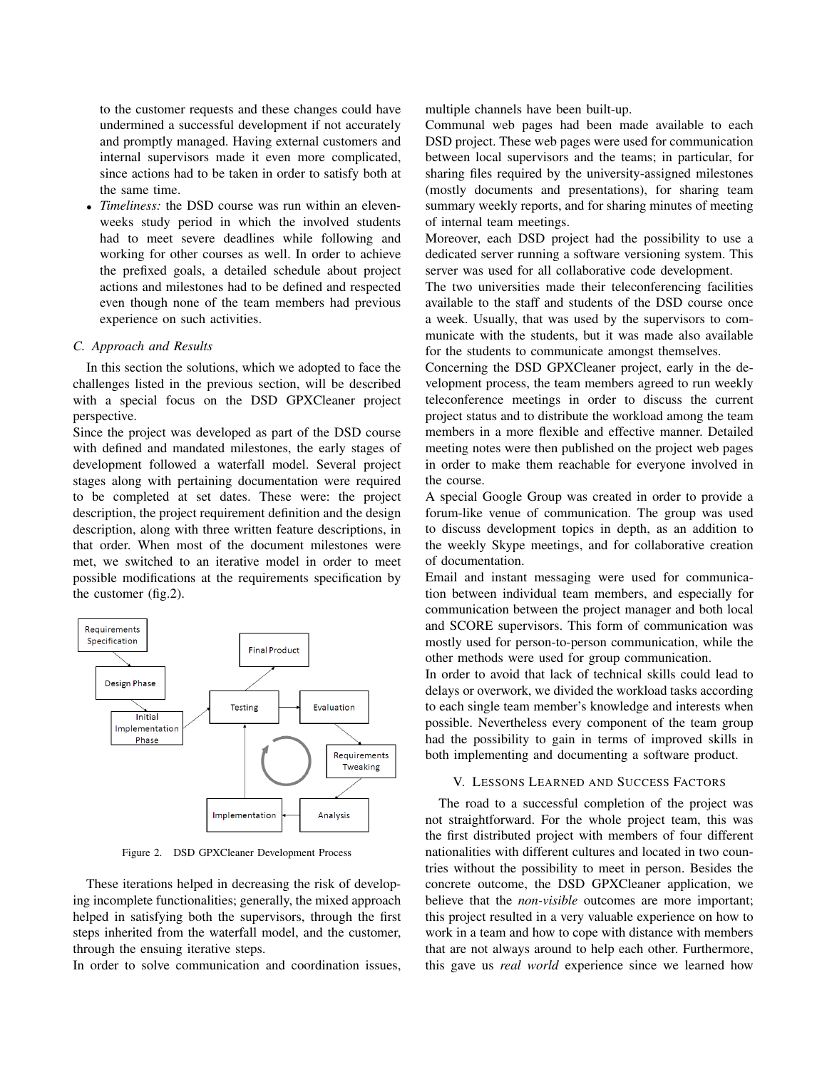to the customer requests and these changes could have undermined a successful development if not accurately and promptly managed. Having external customers and internal supervisors made it even more complicated, since actions had to be taken in order to satisfy both at the same time.

- *Timeliness:* the DSD course was run within an eleven-weeks study period in which the involved students had to meet severe deadlines while following and working for other courses as well. In order to achieve the prefixed goals, a detailed schedule about project actions and milestones had to be defined and respected even though none of the team members had previous experience on such activities.

### C. Approach and Results

In this section the solutions, which we adopted to face the challenges listed in the previous section, will be described with a special focus on the DSD GPXCleaner project perspective.

Since the project was developed as part of the DSD course with defined and mandated milestones, the early stages of development followed a waterfall model. Several project stages along with pertaining documentation were required to be completed at set dates. These were: the project description, the project requirement definition and the design description, along with three written feature descriptions, in that order. When most of the document milestones were met, we switched to an iterative model in order to meet possible modifications at the requirements specification by the customer (fig.2).

Figure 2. DSD GPXCleaner Development Process

These iterations helped in decreasing the risk of developing incomplete functionalities; generally, the mixed approach helped in satisfying both the supervisors, through the first steps inherited from the waterfall model, and the customer, through the ensuing iterative steps.

In order to solve communication and coordination issues, multiple channels have been built-up.

Communal web pages had been made available to each DSD project. These web pages were used for communication between local supervisors and the teams; in particular, for sharing files required by the university-assigned milestones (mostly documents and presentations), for sharing team summary weekly reports, and for sharing minutes of meeting of internal team meetings.

Moreover, each DSD project had the possibility to use a dedicated server running a software versioning system. This server was used for all collaborative code development.

The two universities made their teleconferencing facilities available to the staff and students of the DSD course once a week. Usually, that was used by the supervisors to communicate with the students, but it was made also available for the students to communicate amongst themselves.

Concerning the DSD GPXCleaner project, early in the development process, the team members agreed to run weekly teleconference meetings in order to discuss the current project status and to distribute the workload among the team members in a more flexible and effective manner. Detailed meeting notes were then published on the project web pages in order to make them reachable for everyone involved in the course.

A special Google Group was created in order to provide a forum-like venue of communication. The group was used to discuss development topics in depth, as an addition to the weekly Skype meetings, and for collaborative creation of documentation.

Email and instant messaging were used for communication between individual team members, and especially for communication between the project manager and both local and SCORE supervisors. This form of communication was mostly used for person-to-person communication, while the other methods were used for group communication.

In order to avoid that lack of technical skills could lead to delays or overwork, we divided the workload tasks according to each single team member's knowledge and interests when possible. Nevertheless every component of the team group had the possibility to gain in terms of improved skills in both implementing and documenting a software product.

## V. Lessons Learned and Success Factors

The road to a successful completion of the project was not straightforward. For the whole project team, this was the first distributed project with members of four different nationalities with different cultures and located in two countries without the possibility to meet in person. Besides the concrete outcome, the DSD GPXCleaner application, we believe that the *non-visible* outcomes are more important; this project resulted in a very valuable experience on how to work in a team and how to cope with distance with members that are not always around to help each other. Furthermore, this gave us *real world* experience since we learned how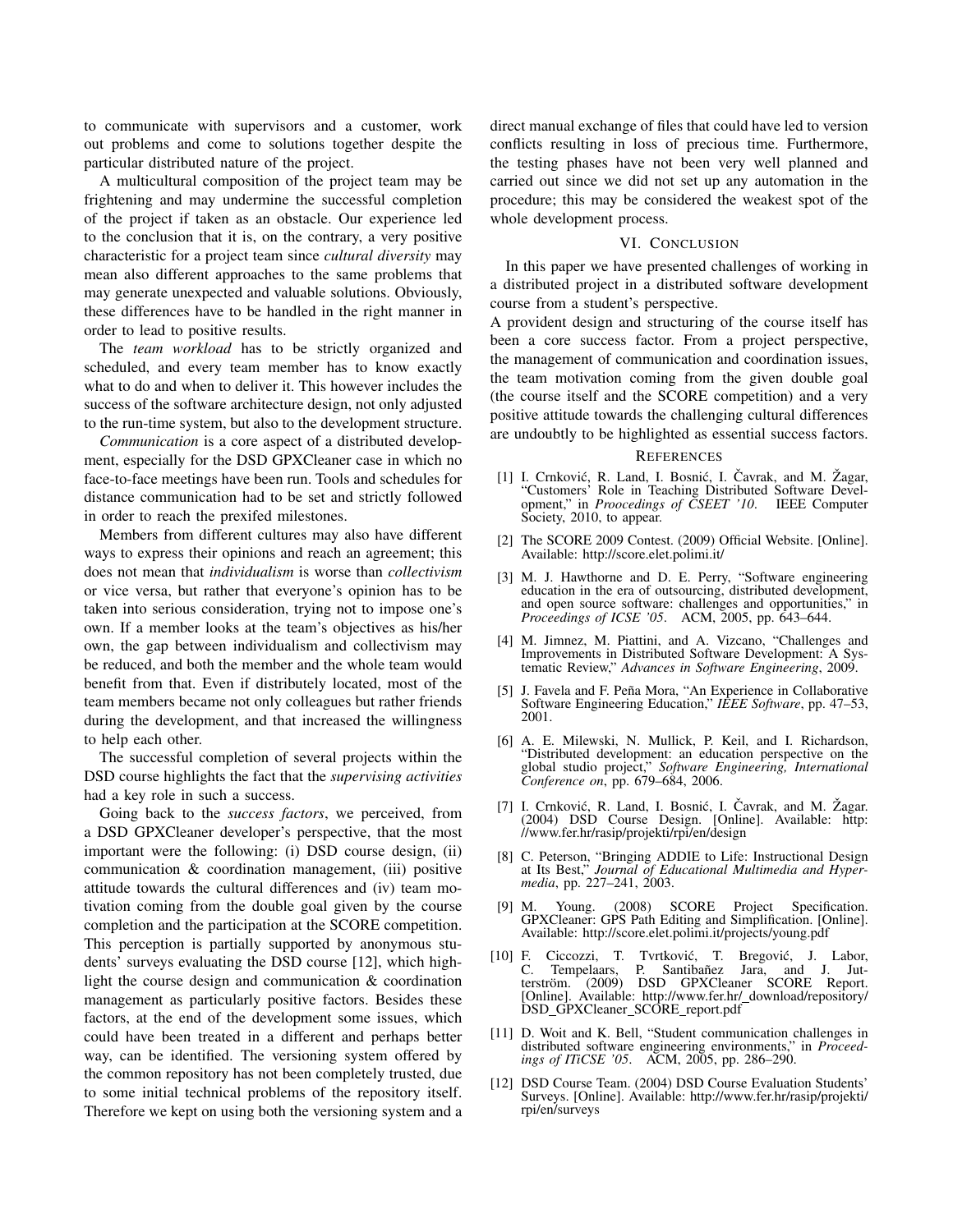to communicate with supervisors and a customer, work out problems and come to solutions together despite the particular distributed nature of the project.

A multicultural composition of the project team may be frightening and may undermine the successful completion of the project if taken as an obstacle. Our experience led to the conclusion that it is, on the contrary, a very positive characteristic for a project team since *cultural diversity* may mean also different approaches to the same problems that may generate unexpected and valuable solutions. Obviously, these differences have to be handled in the right manner in order to lead to positive results.

The *team workload* has to be strictly organized and scheduled, and every team member has to know exactly what to do and when to deliver it. This however includes the success of the software architecture design, not only adjusted to the run-time system, but also to the development structure.

*Communication* is a core aspect of a distributed development, especially for the DSD GPXCleaner case in which no face-to-face meetings have been run. Tools and schedules for distance communication had to be set and strictly followed in order to reach the prexifed milestones.

Members from different cultures may also have different ways to express their opinions and reach an agreement; this does not mean that *individualism* is worse than *collectivism* or vice versa, but rather that everyone's opinion has to be taken into serious consideration, trying not to impose one's own. If a member looks at the team's objectives as his/her own, the gap between individualism and collectivism may be reduced, and both the member and the whole team would benefit from that. Even if distributely located, most of the team members became not only colleagues but rather friends during the development, and that increased the willingness to help each other.

The successful completion of several projects within the DSD course highlights the fact that the *supervising activities* had a key role in such a success.

Going back to the *success factors*, we perceived, from a DSD GPXCleaner developer's perspective, that the most important were the following: (i) DSD course design, (ii) communication & coordination management, (iii) positive attitude towards the cultural differences and (iv) team motivation coming from the double goal given by the course completion and the participation at the SCORE competition. This perception is partially supported by anonymous students' surveys evaluating the DSD course [12], which highlight the course design and communication & coordination management as particularly positive factors. Besides these factors, at the end of the development some issues, which could have been treated in a different and perhaps better way, can be identified. The versioning system offered by the common repository has not been completely trusted, due to some initial technical problems of the repository itself. Therefore we kept on using both the versioning system and a direct manual exchange of files that could have led to version conflicts resulting in loss of precious time. Furthermore, the testing phases have not been very well planned and carried out since we did not set up any automation in the procedure; this may be considered the weakest spot of the whole development process.

## VI. Conclusion

In this paper we have presented challenges of working in a distributed project in a distributed software development course from a student's perspective.

A provident design and structuring of the course itself has been a core success factor. From a project perspective, the management of communication and coordination issues, the team motivation coming from the given double goal (the course itself and the SCORE competition) and a very positive attitude towards the challenging cultural differences are undoubtly to be highlighted as essential success factors.

## References

[1] I. Crnković, R. Land, I. Bosnić, I. Čavrak, and M. Žagar, "Customers' Role in Teaching Distributed Software Development," in *Proocedings of CSEET '10*. IEEE Computer Society, 2010, to appear.

[2] The SCORE 2009 Contest. (2009) Official Website. [Online]. Available: http://score.elet.polimi.it/

[3] M. J. Hawthorne and D. E. Perry, "Software engineering education in the era of outsourcing, distributed development, and open source software: challenges and opportunities," in *Proceedings of ICSE '05*. ACM, 2005, pp. 643–644.

[4] M. Jimnez, M. Piattini, and A. Vizcano, "Challenges and Improvements in Distributed Software Development: A Systematic Review," *Advances in Software Engineering*, 2009.

[5] J. Favela and F. Peña Mora, "An Experience in Collaborative Software Engineering Education," *IEEE Software*, pp. 47–53, 2001.

[6] A. E. Milewski, N. Mullick, P. Keil, and I. Richardson, "Distributed development: an education perspective on the global studio project," *Software Engineering, International Conference on*, pp. 679–684, 2006.

[7] I. Crnković, R. Land, I. Bosnić, I. Čavrak, and M. Žagar. (2004) DSD Course Design. [Online]. Available: http://www.fer.hr/rasip/projekti/rpi/en/design

[8] C. Peterson, "Bringing ADDIE to Life: Instructional Design at Its Best," *Journal of Educational Multimedia and Hypermedia*, pp. 227–241, 2003.

[9] M. Young. (2008) SCORE Project Specification. GPXCleaner: GPS Path Editing and Simplification. [Online]. Available: http://score.elet.polimi.it/projects/young.pdf

[10] F. Ciccozzi, T. Tvrtković, T. Bregović, J. Labor, C. Tempelaars, P. Santibañez Jara, and J. Jutterström. (2009) DSD GPXCleaner SCORE Report. [Online]. Available: http://www.fer.hr/_download/repository/DSD_GPXCleaner_SCORE_report.pdf

[11] D. Woit and K. Bell, "Student communication challenges in distributed software engineering environments," in *Proceedings of ITiCSE '05*. ACM, 2005, pp. 286–290.

[12] DSD Course Team. (2004) DSD Course Evaluation Students' Surveys. [Online]. Available: http://www.fer.hr/rasip/projekti/rpi/en/surveys